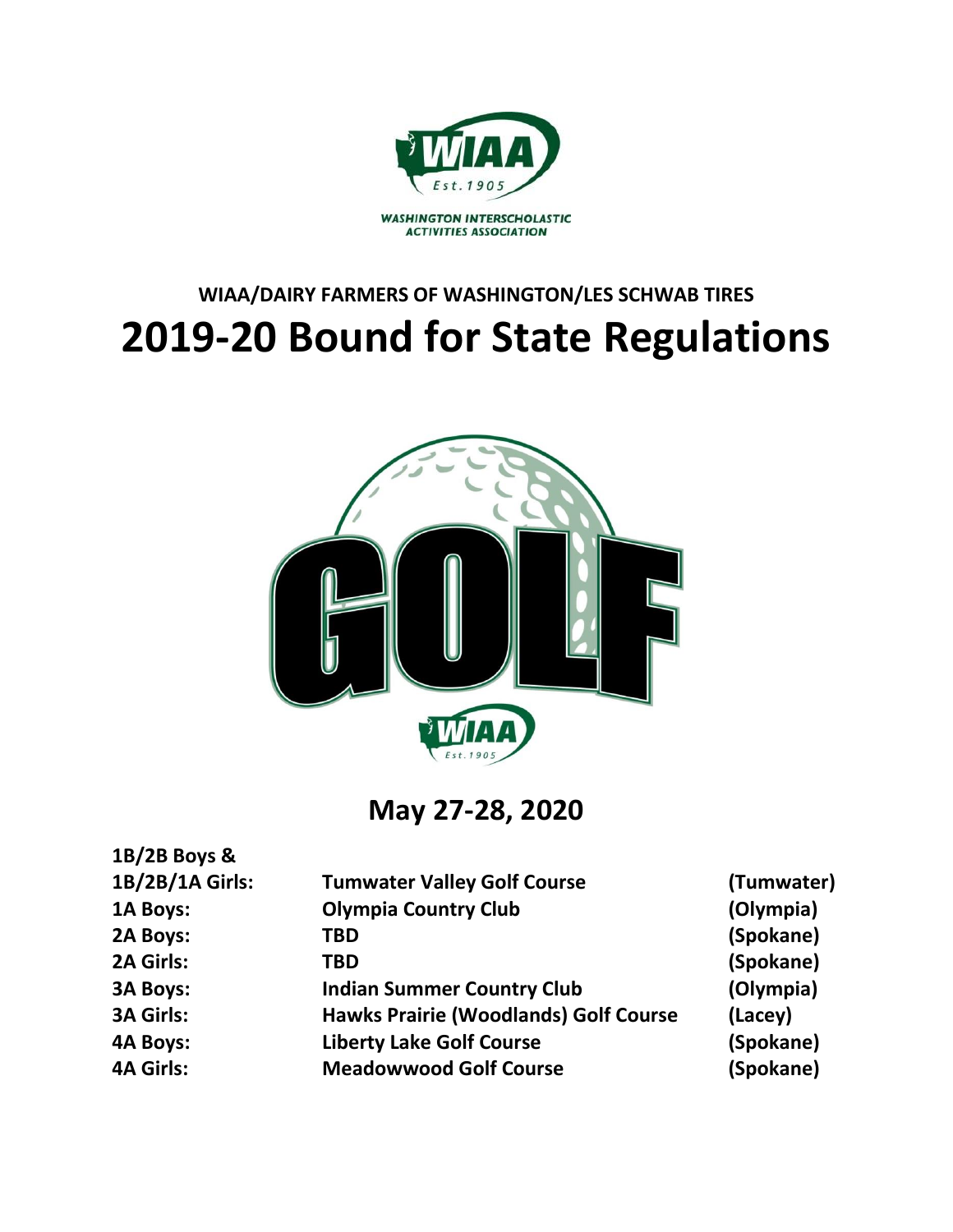WASHINGTON INTERSCHOLASTIC ACTIVITIES ASSOCIATION

## WIAA/DAIRY FARMERS OF WASHINGTON/LES SCHWAB TIRES

# 2019-20 Bound for State Regulations

## May 27-28, 2020

| | | |
|---|---|---|
| **1B/2B Boys & 1B/2B/1A Girls:** | **Tumwater Valley Golf Course** | **(Tumwater)** |
| **1A Boys:** | **Olympia Country Club** | **(Olympia)** |
| **2A Boys:** | **TBD** | **(Spokane)** |
| **2A Girls:** | **TBD** | **(Spokane)** |
| **3A Boys:** | **Indian Summer Country Club** | **(Olympia)** |
| **3A Girls:** | **Hawks Prairie (Woodlands) Golf Course** | **(Lacey)** |
| **4A Boys:** | **Liberty Lake Golf Course** | **(Spokane)** |
| **4A Girls:** | **Meadowwood Golf Course** | **(Spokane)** |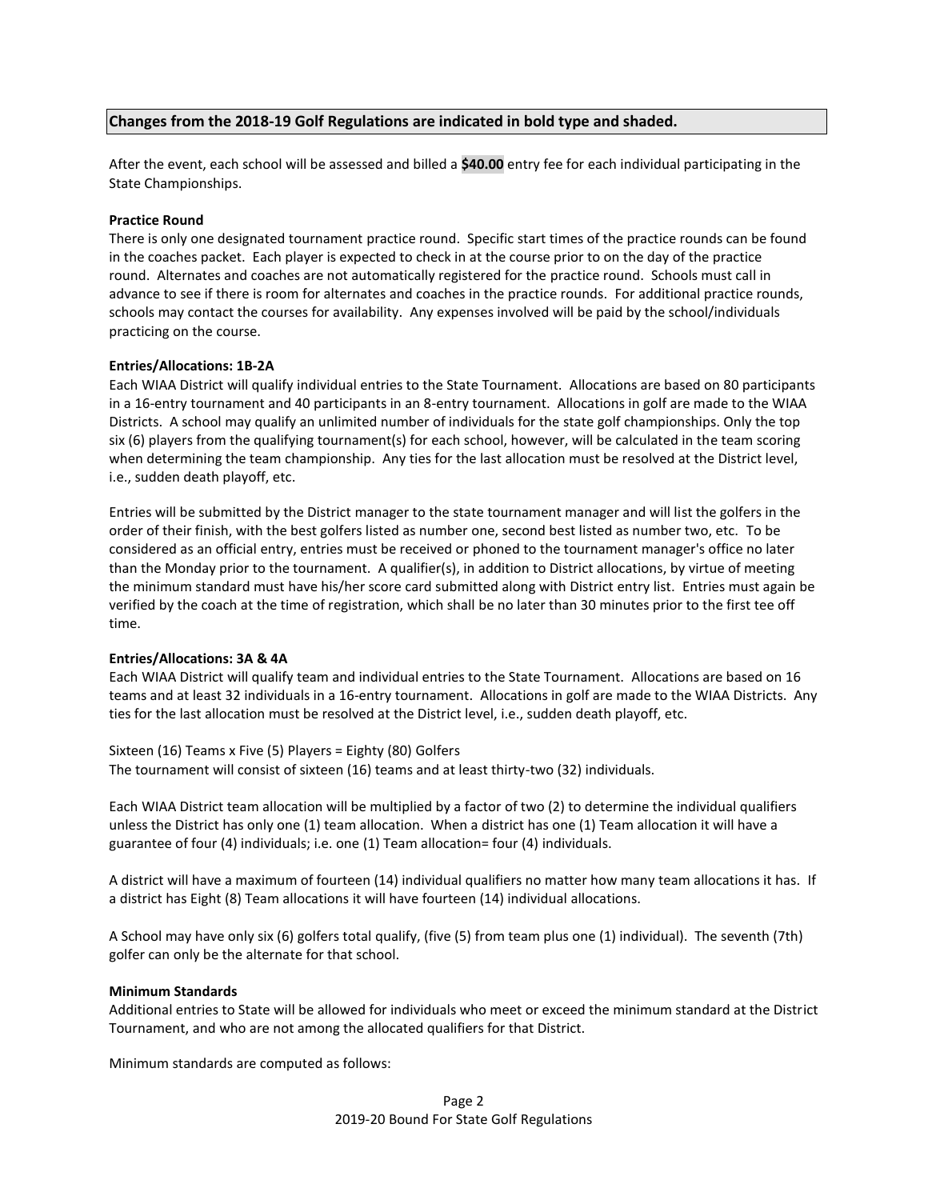**Changes from the 2018-19 Golf Regulations are indicated in bold type and shaded.**

After the event, each school will be assessed and billed a **$40.00** entry fee for each individual participating in the State Championships.

**Practice Round**

There is only one designated tournament practice round. Specific start times of the practice rounds can be found in the coaches packet. Each player is expected to check in at the course prior to on the day of the practice round. Alternates and coaches are not automatically registered for the practice round. Schools must call in advance to see if there is room for alternates and coaches in the practice rounds. For additional practice rounds, schools may contact the courses for availability. Any expenses involved will be paid by the school/individuals practicing on the course.

**Entries/Allocations: 1B-2A**

Each WIAA District will qualify individual entries to the State Tournament. Allocations are based on 80 participants in a 16-entry tournament and 40 participants in an 8-entry tournament. Allocations in golf are made to the WIAA Districts. A school may qualify an unlimited number of individuals for the state golf championships. Only the top six (6) players from the qualifying tournament(s) for each school, however, will be calculated in the team scoring when determining the team championship. Any ties for the last allocation must be resolved at the District level, i.e., sudden death playoff, etc.

Entries will be submitted by the District manager to the state tournament manager and will list the golfers in the order of their finish, with the best golfers listed as number one, second best listed as number two, etc. To be considered as an official entry, entries must be received or phoned to the tournament manager's office no later than the Monday prior to the tournament. A qualifier(s), in addition to District allocations, by virtue of meeting the minimum standard must have his/her score card submitted along with District entry list. Entries must again be verified by the coach at the time of registration, which shall be no later than 30 minutes prior to the first tee off time.

**Entries/Allocations: 3A & 4A**

Each WIAA District will qualify team and individual entries to the State Tournament. Allocations are based on 16 teams and at least 32 individuals in a 16-entry tournament. Allocations in golf are made to the WIAA Districts. Any ties for the last allocation must be resolved at the District level, i.e., sudden death playoff, etc.

Sixteen (16) Teams x Five (5) Players = Eighty (80) Golfers
The tournament will consist of sixteen (16) teams and at least thirty-two (32) individuals.

Each WIAA District team allocation will be multiplied by a factor of two (2) to determine the individual qualifiers unless the District has only one (1) team allocation. When a district has one (1) Team allocation it will have a guarantee of four (4) individuals; i.e. one (1) Team allocation= four (4) individuals.

A district will have a maximum of fourteen (14) individual qualifiers no matter how many team allocations it has. If a district has Eight (8) Team allocations it will have fourteen (14) individual allocations.

A School may have only six (6) golfers total qualify, (five (5) from team plus one (1) individual). The seventh (7th) golfer can only be the alternate for that school.

**Minimum Standards**

Additional entries to State will be allowed for individuals who meet or exceed the minimum standard at the District Tournament, and who are not among the allocated qualifiers for that District.

Minimum standards are computed as follows: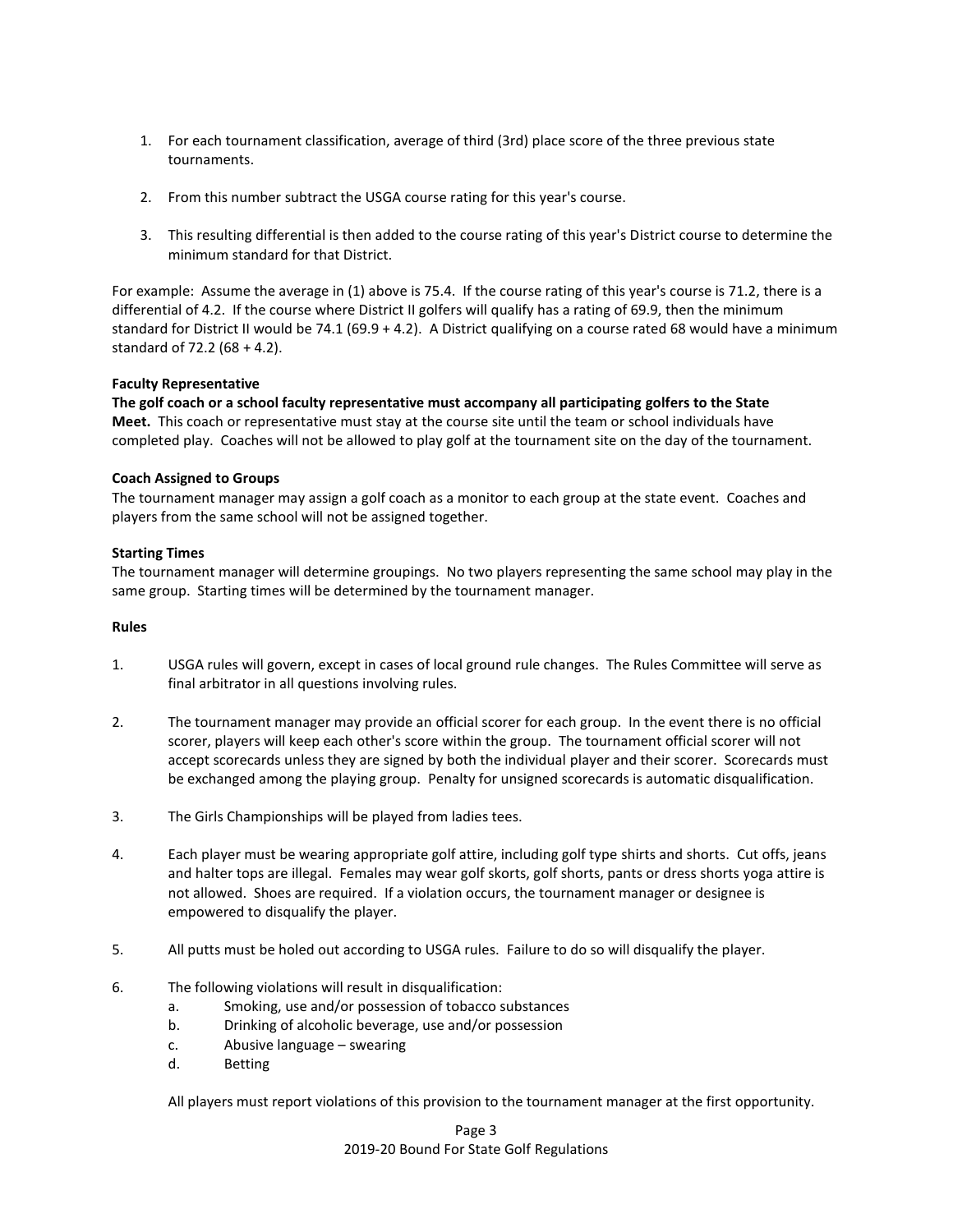1. For each tournament classification, average of third (3rd) place score of the three previous state tournaments.

2. From this number subtract the USGA course rating for this year's course.

3. This resulting differential is then added to the course rating of this year's District course to determine the minimum standard for that District.

For example: Assume the average in (1) above is 75.4. If the course rating of this year's course is 71.2, there is a differential of 4.2. If the course where District II golfers will qualify has a rating of 69.9, then the minimum standard for District II would be 74.1 (69.9 + 4.2). A District qualifying on a course rated 68 would have a minimum standard of 72.2 (68 + 4.2).

**Faculty Representative**

**The golf coach or a school faculty representative must accompany all participating golfers to the State Meet.** This coach or representative must stay at the course site until the team or school individuals have completed play. Coaches will not be allowed to play golf at the tournament site on the day of the tournament.

**Coach Assigned to Groups**

The tournament manager may assign a golf coach as a monitor to each group at the state event. Coaches and players from the same school will not be assigned together.

**Starting Times**

The tournament manager will determine groupings. No two players representing the same school may play in the same group. Starting times will be determined by the tournament manager.

**Rules**

1. USGA rules will govern, except in cases of local ground rule changes. The Rules Committee will serve as final arbitrator in all questions involving rules.

2. The tournament manager may provide an official scorer for each group. In the event there is no official scorer, players will keep each other's score within the group. The tournament official scorer will not accept scorecards unless they are signed by both the individual player and their scorer. Scorecards must be exchanged among the playing group. Penalty for unsigned scorecards is automatic disqualification.

3. The Girls Championships will be played from ladies tees.

4. Each player must be wearing appropriate golf attire, including golf type shirts and shorts. Cut offs, jeans and halter tops are illegal. Females may wear golf skorts, golf shorts, pants or dress shorts yoga attire is not allowed. Shoes are required. If a violation occurs, the tournament manager or designee is empowered to disqualify the player.

5. All putts must be holed out according to USGA rules. Failure to do so will disqualify the player.

6. The following violations will result in disqualification:
   a. Smoking, use and/or possession of tobacco substances
   b. Drinking of alcoholic beverage, use and/or possession
   c. Abusive language – swearing
   d. Betting

   All players must report violations of this provision to the tournament manager at the first opportunity.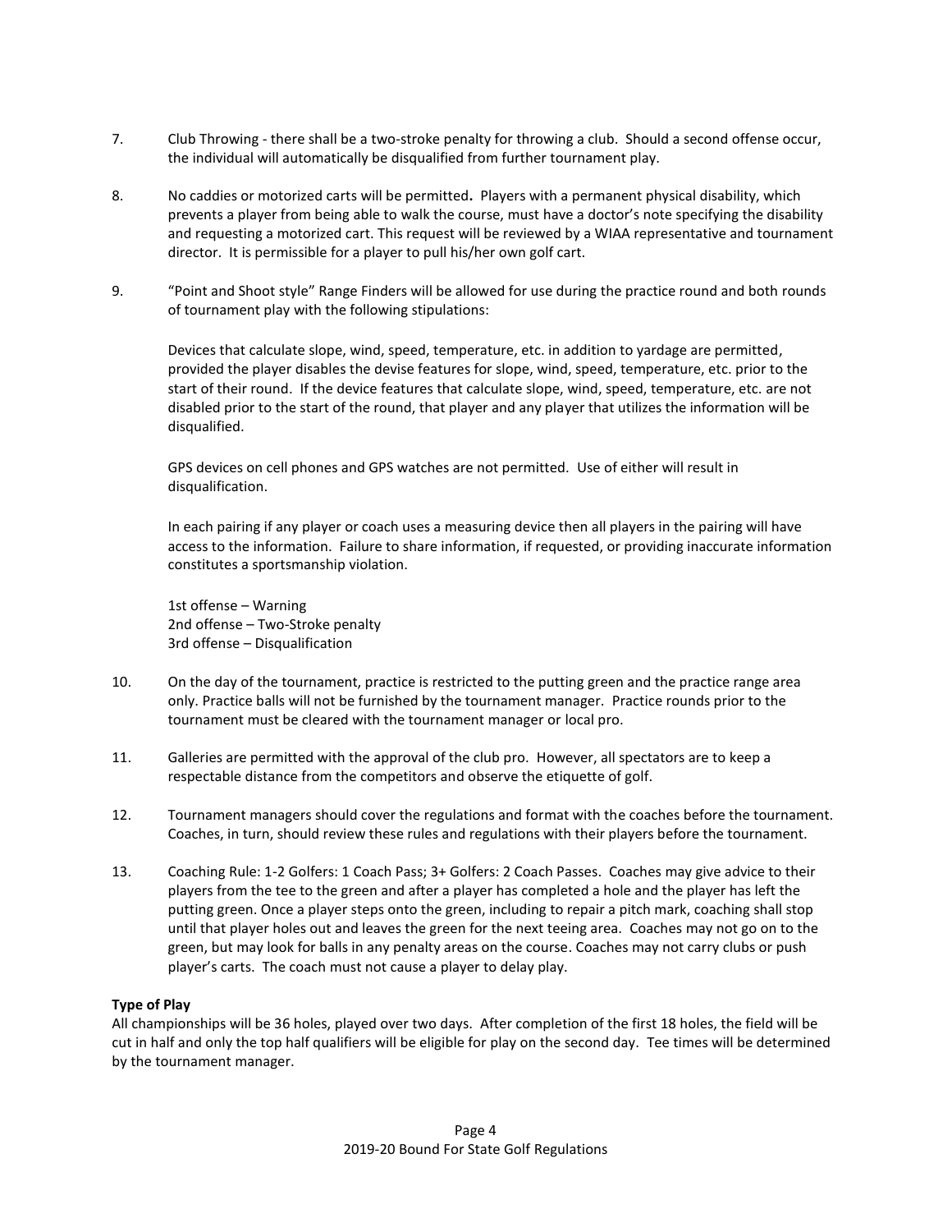7. Club Throwing - there shall be a two-stroke penalty for throwing a club. Should a second offense occur, the individual will automatically be disqualified from further tournament play.

8. No caddies or motorized carts will be permitted**.** Players with a permanent physical disability, which prevents a player from being able to walk the course, must have a doctor's note specifying the disability and requesting a motorized cart. This request will be reviewed by a WIAA representative and tournament director. It is permissible for a player to pull his/her own golf cart.

9. "Point and Shoot style" Range Finders will be allowed for use during the practice round and both rounds of tournament play with the following stipulations:

   Devices that calculate slope, wind, speed, temperature, etc. in addition to yardage are permitted, provided the player disables the devise features for slope, wind, speed, temperature, etc. prior to the start of their round. If the device features that calculate slope, wind, speed, temperature, etc. are not disabled prior to the start of the round, that player and any player that utilizes the information will be disqualified.

   GPS devices on cell phones and GPS watches are not permitted. Use of either will result in disqualification.

   In each pairing if any player or coach uses a measuring device then all players in the pairing will have access to the information. Failure to share information, if requested, or providing inaccurate information constitutes a sportsmanship violation.

   1st offense – Warning
   2nd offense – Two-Stroke penalty
   3rd offense – Disqualification

10. On the day of the tournament, practice is restricted to the putting green and the practice range area only. Practice balls will not be furnished by the tournament manager. Practice rounds prior to the tournament must be cleared with the tournament manager or local pro.

11. Galleries are permitted with the approval of the club pro. However, all spectators are to keep a respectable distance from the competitors and observe the etiquette of golf.

12. Tournament managers should cover the regulations and format with the coaches before the tournament. Coaches, in turn, should review these rules and regulations with their players before the tournament.

13. Coaching Rule: 1-2 Golfers: 1 Coach Pass; 3+ Golfers: 2 Coach Passes. Coaches may give advice to their players from the tee to the green and after a player has completed a hole and the player has left the putting green. Once a player steps onto the green, including to repair a pitch mark, coaching shall stop until that player holes out and leaves the green for the next teeing area. Coaches may not go on to the green, but may look for balls in any penalty areas on the course. Coaches may not carry clubs or push player's carts. The coach must not cause a player to delay play.

**Type of Play**

All championships will be 36 holes, played over two days. After completion of the first 18 holes, the field will be cut in half and only the top half qualifiers will be eligible for play on the second day. Tee times will be determined by the tournament manager.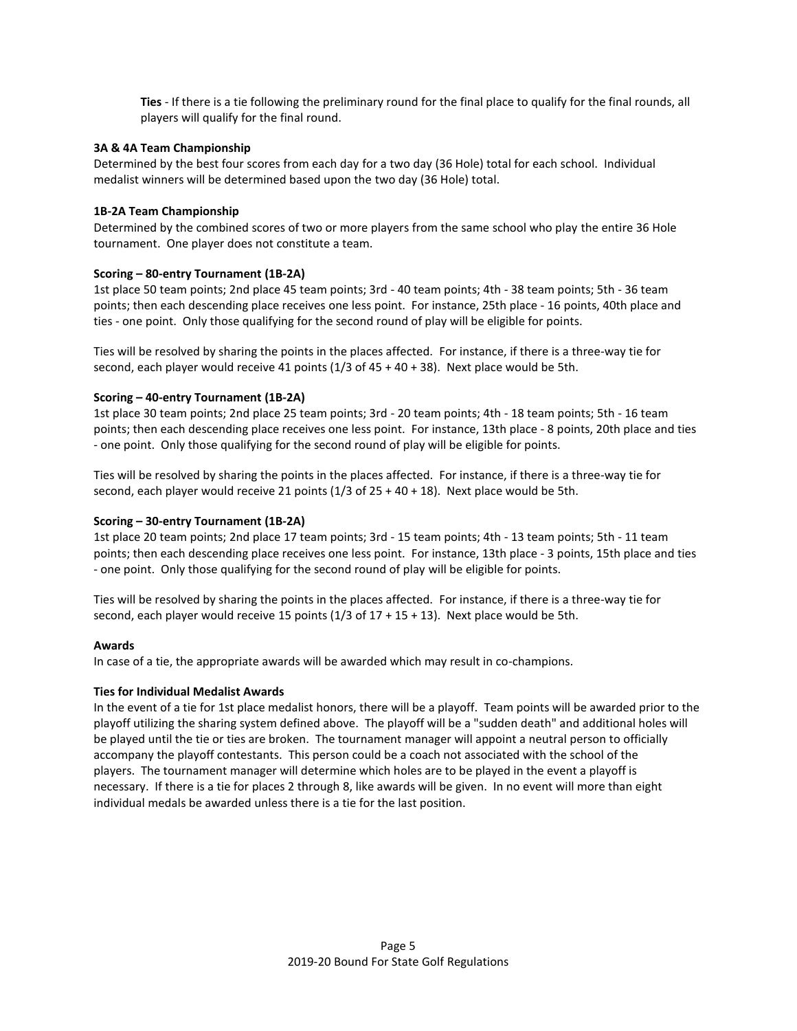**Ties** - If there is a tie following the preliminary round for the final place to qualify for the final rounds, all players will qualify for the final round.

**3A & 4A Team Championship**
Determined by the best four scores from each day for a two day (36 Hole) total for each school. Individual medalist winners will be determined based upon the two day (36 Hole) total.

**1B-2A Team Championship**
Determined by the combined scores of two or more players from the same school who play the entire 36 Hole tournament. One player does not constitute a team.

**Scoring – 80-entry Tournament (1B-2A)**
1st place 50 team points; 2nd place 45 team points; 3rd - 40 team points; 4th - 38 team points; 5th - 36 team points; then each descending place receives one less point. For instance, 25th place - 16 points, 40th place and ties - one point. Only those qualifying for the second round of play will be eligible for points.

Ties will be resolved by sharing the points in the places affected. For instance, if there is a three-way tie for second, each player would receive 41 points (1/3 of 45 + 40 + 38). Next place would be 5th.

**Scoring – 40-entry Tournament (1B-2A)**
1st place 30 team points; 2nd place 25 team points; 3rd - 20 team points; 4th - 18 team points; 5th - 16 team points; then each descending place receives one less point. For instance, 13th place - 8 points, 20th place and ties - one point. Only those qualifying for the second round of play will be eligible for points.

Ties will be resolved by sharing the points in the places affected. For instance, if there is a three-way tie for second, each player would receive 21 points (1/3 of 25 + 40 + 18). Next place would be 5th.

**Scoring – 30-entry Tournament (1B-2A)**
1st place 20 team points; 2nd place 17 team points; 3rd - 15 team points; 4th - 13 team points; 5th - 11 team points; then each descending place receives one less point. For instance, 13th place - 3 points, 15th place and ties - one point. Only those qualifying for the second round of play will be eligible for points.

Ties will be resolved by sharing the points in the places affected. For instance, if there is a three-way tie for second, each player would receive 15 points (1/3 of 17 + 15 + 13). Next place would be 5th.

**Awards**
In case of a tie, the appropriate awards will be awarded which may result in co-champions.

**Ties for Individual Medalist Awards**
In the event of a tie for 1st place medalist honors, there will be a playoff. Team points will be awarded prior to the playoff utilizing the sharing system defined above. The playoff will be a "sudden death" and additional holes will be played until the tie or ties are broken. The tournament manager will appoint a neutral person to officially accompany the playoff contestants. This person could be a coach not associated with the school of the players. The tournament manager will determine which holes are to be played in the event a playoff is necessary. If there is a tie for places 2 through 8, like awards will be given. In no event will more than eight individual medals be awarded unless there is a tie for the last position.